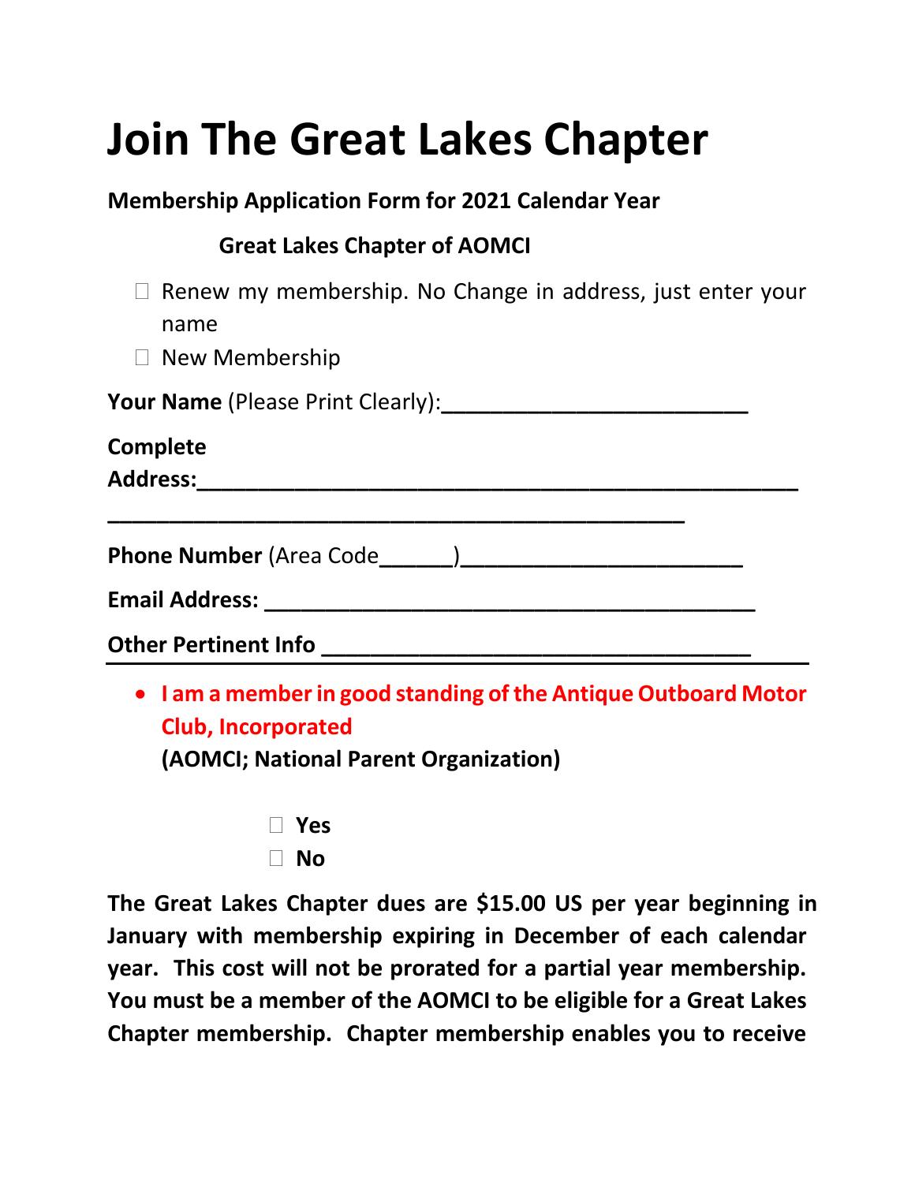# Join The Great Lakes Chapter

**Membership Application Form for 2021 Calendar Year**

**Great Lakes Chapter of AOMCI**

- ☐ Renew my membership. No Change in address, just enter your name
- ☐ New Membership

**Your Name** (Please Print Clearly):**_________________________**

**Complete Address:______________________________________________**

**_______________________________________________**

**Phone Number** (Area Code______)_______________________

**Email Address: ________________________________________**

**Other Pertinent Info ___________________________________**

- **I am a member in good standing of the Antique Outboard Motor Club, Incorporated**
  **(AOMCI; National Parent Organization)**

  - ☐ **Yes**
  - ☐ **No**

**The Great Lakes Chapter dues are $15.00 US per year beginning in January with membership expiring in December of each calendar year. This cost will not be prorated for a partial year membership. You must be a member of the AOMCI to be eligible for a Great Lakes Chapter membership. Chapter membership enables you to receive**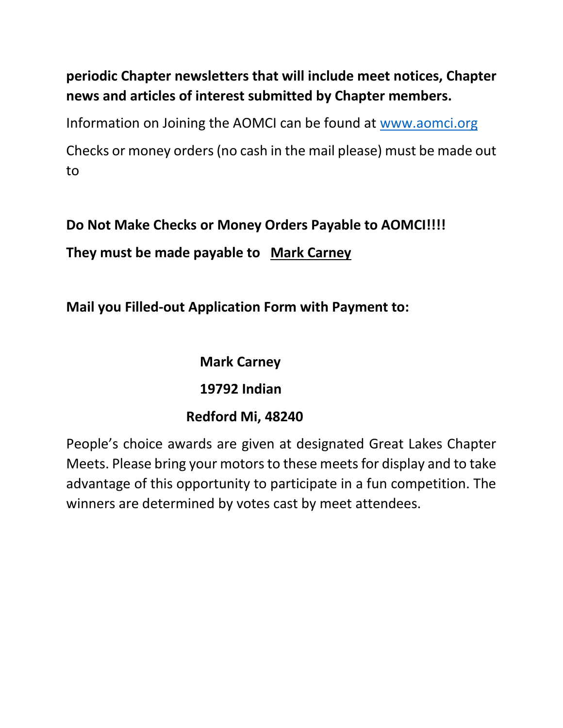**periodic Chapter newsletters that will include meet notices, Chapter news and articles of interest submitted by Chapter members.**

Information on Joining the AOMCI can be found at www.aomci.org

Checks or money orders (no cash in the mail please) must be made out to

**Do Not Make Checks or Money Orders Payable to AOMCI!!!!**

**They must be made payable to Mark Carney**

**Mail you Filled-out Application Form with Payment to:**

**Mark Carney**

**19792 Indian**

**Redford Mi, 48240**

People's choice awards are given at designated Great Lakes Chapter Meets. Please bring your motors to these meets for display and to take advantage of this opportunity to participate in a fun competition. The winners are determined by votes cast by meet attendees.